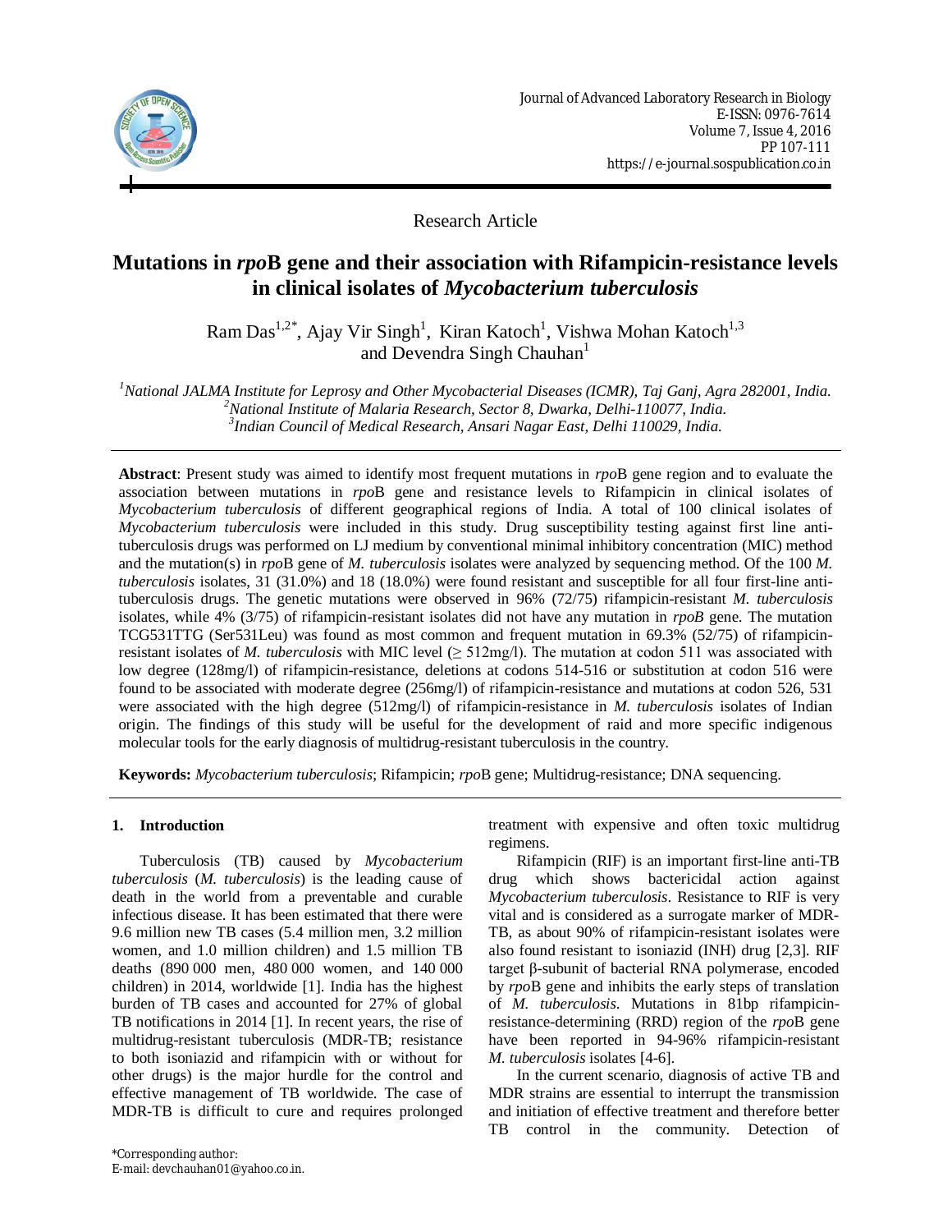Research Article

# Mutations in *rpo*B gene and their association with Rifampicin-resistance levels in clinical isolates of *Mycobacterium tuberculosis*

Ram Das[1,2*], Ajay Vir Singh[1], Kiran Katoch[1], Vishwa Mohan Katoch[1,3] and Devendra Singh Chauhan[1]

[1]*National JALMA Institute for Leprosy and Other Mycobacterial Diseases (ICMR), Taj Ganj, Agra 282001, India.*
[2]*National Institute of Malaria Research, Sector 8, Dwarka, Delhi-110077, India.*
[3]*Indian Council of Medical Research, Ansari Nagar East, Delhi 110029, India.*

**Abstract**: Present study was aimed to identify most frequent mutations in *rpo*B gene region and to evaluate the association between mutations in *rpo*B gene and resistance levels to Rifampicin in clinical isolates of *Mycobacterium tuberculosis* of different geographical regions of India. A total of 100 clinical isolates of *Mycobacterium tuberculosis* were included in this study. Drug susceptibility testing against first line anti-tuberculosis drugs was performed on LJ medium by conventional minimal inhibitory concentration (MIC) method and the mutation(s) in *rpo*B gene of *M. tuberculosis* isolates were analyzed by sequencing method. Of the 100 *M. tuberculosis* isolates, 31 (31.0%) and 18 (18.0%) were found resistant and susceptible for all four first-line anti-tuberculosis drugs. The genetic mutations were observed in 96% (72/75) rifampicin-resistant *M. tuberculosis* isolates, while 4% (3/75) of rifampicin-resistant isolates did not have any mutation in *rpoB* gene. The mutation TCG531TTG (Ser531Leu) was found as most common and frequent mutation in 69.3% (52/75) of rifampicin-resistant isolates of *M. tuberculosis* with MIC level (≥ 512mg/l). The mutation at codon 511 was associated with low degree (128mg/l) of rifampicin-resistance, deletions at codons 514-516 or substitution at codon 516 were found to be associated with moderate degree (256mg/l) of rifampicin-resistance and mutations at codon 526, 531 were associated with the high degree (512mg/l) of rifampicin-resistance in *M. tuberculosis* isolates of Indian origin. The findings of this study will be useful for the development of raid and more specific indigenous molecular tools for the early diagnosis of multidrug-resistant tuberculosis in the country.

**Keywords:** *Mycobacterium tuberculosis*; Rifampicin; *rpo*B gene; Multidrug-resistance; DNA sequencing.

## 1. Introduction

Tuberculosis (TB) caused by *Mycobacterium tuberculosis* (*M. tuberculosis*) is the leading cause of death in the world from a preventable and curable infectious disease. It has been estimated that there were 9.6 million new TB cases (5.4 million men, 3.2 million women, and 1.0 million children) and 1.5 million TB deaths (890 000 men, 480 000 women, and 140 000 children) in 2014, worldwide [1]. India has the highest burden of TB cases and accounted for 27% of global TB notifications in 2014 [1]. In recent years, the rise of multidrug-resistant tuberculosis (MDR-TB; resistance to both isoniazid and rifampicin with or without for other drugs) is the major hurdle for the control and effective management of TB worldwide. The case of MDR-TB is difficult to cure and requires prolonged treatment with expensive and often toxic multidrug regimens.

Rifampicin (RIF) is an important first-line anti-TB drug which shows bactericidal action against *Mycobacterium tuberculosis*. Resistance to RIF is very vital and is considered as a surrogate marker of MDR-TB, as about 90% of rifampicin-resistant isolates were also found resistant to isoniazid (INH) drug [2,3]. RIF target β-subunit of bacterial RNA polymerase, encoded by *rpo*B gene and inhibits the early steps of translation of *M. tuberculosis*. Mutations in 81bp rifampicin-resistance-determining (RRD) region of the *rpo*B gene have been reported in 94-96% rifampicin-resistant *M. tuberculosis* isolates [4-6].

In the current scenario, diagnosis of active TB and MDR strains are essential to interrupt the transmission and initiation of effective treatment and therefore better TB control in the community. Detection of

*Corresponding author:
E-mail: devchauhan01@yahoo.co.in.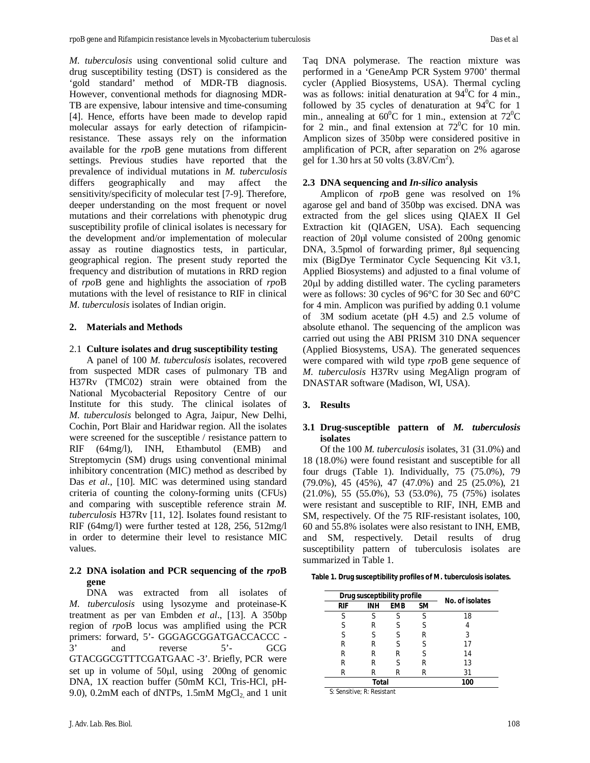*M. tuberculosis* using conventional solid culture and drug susceptibility testing (DST) is considered as the 'gold standard' method of MDR-TB diagnosis. However, conventional methods for diagnosing MDR-TB are expensive, labour intensive and time-consuming [4]. Hence, efforts have been made to develop rapid molecular assays for early detection of rifampicin-resistance. These assays rely on the information available for the *rpo*B gene mutations from different settings. Previous studies have reported that the prevalence of individual mutations in *M. tuberculosis* differs geographically and may affect the sensitivity/specificity of molecular test [7-9]. Therefore, deeper understanding on the most frequent or novel mutations and their correlations with phenotypic drug susceptibility profile of clinical isolates is necessary for the development and/or implementation of molecular assay as routine diagnostics tests, in particular, geographical region. The present study reported the frequency and distribution of mutations in RRD region of *rpo*B gene and highlights the association of *rpo*B mutations with the level of resistance to RIF in clinical *M. tuberculosis* isolates of Indian origin.

## 2. Materials and Methods

### 2.1 Culture isolates and drug susceptibility testing

A panel of 100 *M. tuberculosis* isolates, recovered from suspected MDR cases of pulmonary TB and H37Rv (TMC02) strain were obtained from the National Mycobacterial Repository Centre of our Institute for this study. The clinical isolates of *M. tuberculosis* belonged to Agra, Jaipur, New Delhi, Cochin, Port Blair and Haridwar region. All the isolates were screened for the susceptible / resistance pattern to RIF (64mg/l), INH, Ethambutol (EMB) and Streptomycin (SM) drugs using conventional minimal inhibitory concentration (MIC) method as described by Das *et al*., [10]. MIC was determined using standard criteria of counting the colony-forming units (CFUs) and comparing with susceptible reference strain *M. tuberculosis* H37Rv [11, 12]. Isolates found resistant to RIF (64mg/l) were further tested at 128, 256, 512mg/l in order to determine their level to resistance MIC values.

### 2.2 DNA isolation and PCR sequencing of the *rpo*B gene

DNA was extracted from all isolates of *M. tuberculosis* using lysozyme and proteinase-K treatment as per van Embden *et al*., [13]. A 350bp region of *rpo*B locus was amplified using the PCR primers: forward, 5'- GGGAGCGGATGACCACCC - 3' and reverse 5'- GCG GTACGGCGTTTCGATGAAC -3'. Briefly, PCR were set up in volume of 50μl, using 200ng of genomic DNA, 1X reaction buffer (50mM KCl, Tris-HCl, pH-9.0), 0.2mM each of dNTPs, 1.5mM $MgCl_2$ and 1 unit Taq DNA polymerase. The reaction mixture was performed in a 'GeneAmp PCR System 9700' thermal cycler (Applied Biosystems, USA). Thermal cycling was as follows: initial denaturation at $94^0$C for 4 min., followed by 35 cycles of denaturation at $94^0$C for 1 min., annealing at $60^0$C for 1 min., extension at $72^0$C for 2 min., and final extension at $72^0$C for 10 min. Amplicon sizes of 350bp were considered positive in amplification of PCR, after separation on 2% agarose gel for 1.30 hrs at 50 volts ($3.8V/Cm^2$).

### 2.3 DNA sequencing and *In-silico* analysis

Amplicon of *rpo*B gene was resolved on 1% agarose gel and band of 350bp was excised. DNA was extracted from the gel slices using QIAEX II Gel Extraction kit (QIAGEN, USA). Each sequencing reaction of 20μl volume consisted of 200ng genomic DNA, 3.5pmol of forwarding primer, 8μl sequencing mix (BigDye Terminator Cycle Sequencing Kit v3.1, Applied Biosystems) and adjusted to a final volume of 20μl by adding distilled water. The cycling parameters were as follows: 30 cycles of 96°C for 30 Sec and 60°C for 4 min. Amplicon was purified by adding 0.1 volume of 3M sodium acetate (pH 4.5) and 2.5 volume of absolute ethanol. The sequencing of the amplicon was carried out using the ABI PRISM 310 DNA sequencer (Applied Biosystems, USA). The generated sequences were compared with wild type *rpo*B gene sequence of *M. tuberculosis* H37Rv using MegAlign program of DNASTAR software (Madison, WI, USA).

## 3. Results

### 3.1 Drug-susceptible pattern of *M. tuberculosis* isolates

Of the 100 *M. tuberculosis* isolates, 31 (31.0%) and 18 (18.0%) were found resistant and susceptible for all four drugs (Table 1). Individually, 75 (75.0%), 79 (79.0%), 45 (45%), 47 (47.0%) and 25 (25.0%), 21 (21.0%), 55 (55.0%), 53 (53.0%), 75 (75%) isolates were resistant and susceptible to RIF, INH, EMB and SM, respectively. Of the 75 RIF-resistant isolates, 100, 60 and 55.8% isolates were also resistant to INH, EMB, and SM, respectively. Detail results of drug susceptibility pattern of tuberculosis isolates are summarized in Table 1.

**Table 1. Drug susceptibility profiles of M. tuberculosis isolates.**

| Drug susceptibility profile | | | | No. of isolates |
|---|---|---|---|---|
| RIF | INH | EMB | SM | |
| S | S | S | S | 18 |
| S | R | S | S | 4 |
| S | S | S | R | 3 |
| R | R | S | S | 17 |
| R | R | R | S | 14 |
| R | R | S | R | 13 |
| R | R | R | R | 31 |
| Total | | | | 100 |

S: Sensitive; R: Resistant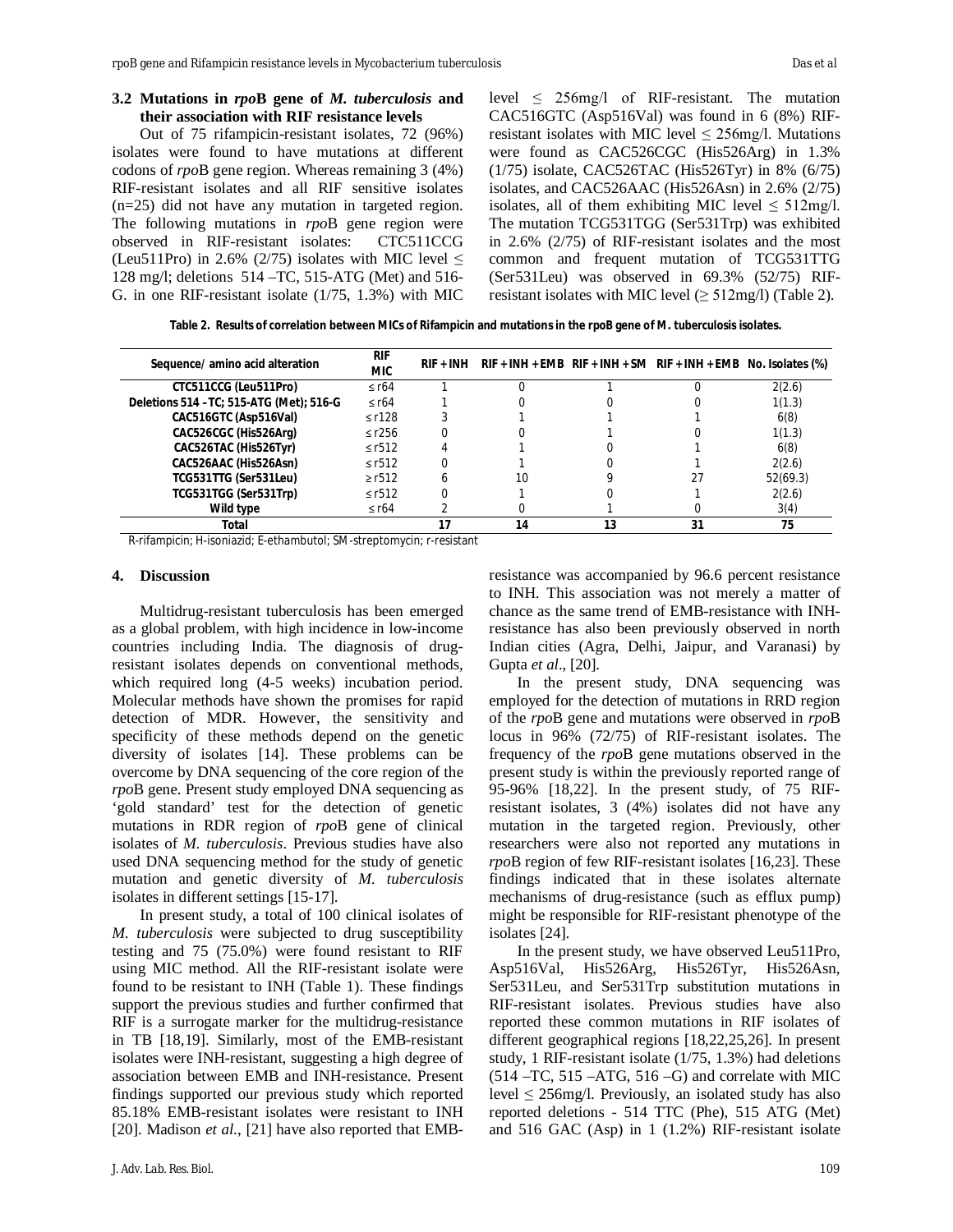### 3.2 Mutations in *rpo*B gene of *M. tuberculosis* and their association with RIF resistance levels

Out of 75 rifampicin-resistant isolates, 72 (96%) isolates were found to have mutations at different codons of *rpo*B gene region. Whereas remaining 3 (4%) RIF-resistant isolates and all RIF sensitive isolates (n=25) did not have any mutation in targeted region. The following mutations in *rpo*B gene region were observed in RIF-resistant isolates: CTC511CCG (Leu511Pro) in 2.6% (2/75) isolates with MIC level ≤ 128 mg/l; deletions 514 –TC, 515-ATG (Met) and 516-G. in one RIF-resistant isolate (1/75, 1.3%) with MIC level ≤ 256mg/l of RIF-resistant. The mutation CAC516GTC (Asp516Val) was found in 6 (8%) RIF-resistant isolates with MIC level ≤ 256mg/l. Mutations were found as CAC526CGC (His526Arg) in 1.3% (1/75) isolate, CAC526TAC (His526Tyr) in 8% (6/75) isolates, and CAC526AAC (His526Asn) in 2.6% (2/75) isolates, all of them exhibiting MIC level ≤ 512mg/l. The mutation TCG531TGG (Ser531Trp) was exhibited in 2.6% (2/75) of RIF-resistant isolates and the most common and frequent mutation of TCG531TTG (Ser531Leu) was observed in 69.3% (52/75) RIF-resistant isolates with MIC level (≥ 512mg/l) (Table 2).

**Table 2. Results of correlation between MICs of Rifampicin and mutations in the rpoB gene of M. tuberculosis isolates.**

| Sequence/ amino acid alteration | RIF MIC | RIF + INH | RIF + INH + EMB | RIF + INH + SM | RIF + INH + EMB | No. Isolates (%) |
|---|---|---|---|---|---|---|
| CTC511CCG (Leu511Pro) | ≤ r64 | 1 | 0 | 1 | 0 | 2(2.6) |
| Deletions 514 –TC; 515-ATG (Met); 516-G | ≤ r64 | 1 | 0 | 0 | 0 | 1(1.3) |
| CAC516GTC (Asp516Val) | ≤ r128 | 3 | 1 | 1 | 1 | 6(8) |
| CAC526CGC (His526Arg) | ≤ r256 | 0 | 0 | 1 | 0 | 1(1.3) |
| CAC526TAC (His526Tyr) | ≤ r512 | 4 | 1 | 0 | 1 | 6(8) |
| CAC526AAC (His526Asn) | ≤ r512 | 0 | 1 | 0 | 1 | 2(2.6) |
| TCG531TTG (Ser531Leu) | ≥ r512 | 6 | 10 | 9 | 27 | 52(69.3) |
| TCG531TGG (Ser531Trp) | ≤ r512 | 0 | 1 | 0 | 1 | 2(2.6) |
| Wild type | ≤ r64 | 2 | 0 | 1 | 0 | 3(4) |
| **Total** | | **17** | **14** | **13** | **31** | **75** |

R-rifampicin; H-isoniazid; E-ethambutol; SM-streptomycin; r-resistant

## 4. Discussion

Multidrug-resistant tuberculosis has been emerged as a global problem, with high incidence in low-income countries including India. The diagnosis of drug-resistant isolates depends on conventional methods, which required long (4-5 weeks) incubation period. Molecular methods have shown the promises for rapid detection of MDR. However, the sensitivity and specificity of these methods depend on the genetic diversity of isolates [14]. These problems can be overcome by DNA sequencing of the core region of the *rpo*B gene. Present study employed DNA sequencing as 'gold standard' test for the detection of genetic mutations in RDR region of *rpo*B gene of clinical isolates of *M. tuberculosis*. Previous studies have also used DNA sequencing method for the study of genetic mutation and genetic diversity of *M. tuberculosis* isolates in different settings [15-17].

In present study, a total of 100 clinical isolates of *M. tuberculosis* were subjected to drug susceptibility testing and 75 (75.0%) were found resistant to RIF using MIC method. All the RIF-resistant isolate were found to be resistant to INH (Table 1). These findings support the previous studies and further confirmed that RIF is a surrogate marker for the multidrug-resistance in TB [18,19]. Similarly, most of the EMB-resistant isolates were INH-resistant, suggesting a high degree of association between EMB and INH-resistance. Present findings supported our previous study which reported 85.18% EMB-resistant isolates were resistant to INH [20]. Madison *et al.*, [21] have also reported that EMB-resistance was accompanied by 96.6 percent resistance to INH. This association was not merely a matter of chance as the same trend of EMB-resistance with INH-resistance has also been previously observed in north Indian cities (Agra, Delhi, Jaipur, and Varanasi) by Gupta *et al*., [20].

In the present study, DNA sequencing was employed for the detection of mutations in RRD region of the *rpo*B gene and mutations were observed in *rpo*B locus in 96% (72/75) of RIF-resistant isolates. The frequency of the *rpo*B gene mutations observed in the present study is within the previously reported range of 95-96% [18,22]. In the present study, of 75 RIF-resistant isolates, 3 (4%) isolates did not have any mutation in the targeted region. Previously, other researchers were also not reported any mutations in *rpo*B region of few RIF-resistant isolates [16,23]. These findings indicated that in these isolates alternate mechanisms of drug-resistance (such as efflux pump) might be responsible for RIF-resistant phenotype of the isolates [24].

In the present study, we have observed Leu511Pro, Asp516Val, His526Arg, His526Tyr, His526Asn, Ser531Leu, and Ser531Trp substitution mutations in RIF-resistant isolates. Previous studies have also reported these common mutations in RIF isolates of different geographical regions [18,22,25,26]. In present study, 1 RIF-resistant isolate (1/75, 1.3%) had deletions (514 –TC, 515 –ATG, 516 –G) and correlate with MIC level ≤ 256mg/l. Previously, an isolated study has also reported deletions - 514 TTC (Phe), 515 ATG (Met) and 516 GAC (Asp) in 1 (1.2%) RIF-resistant isolate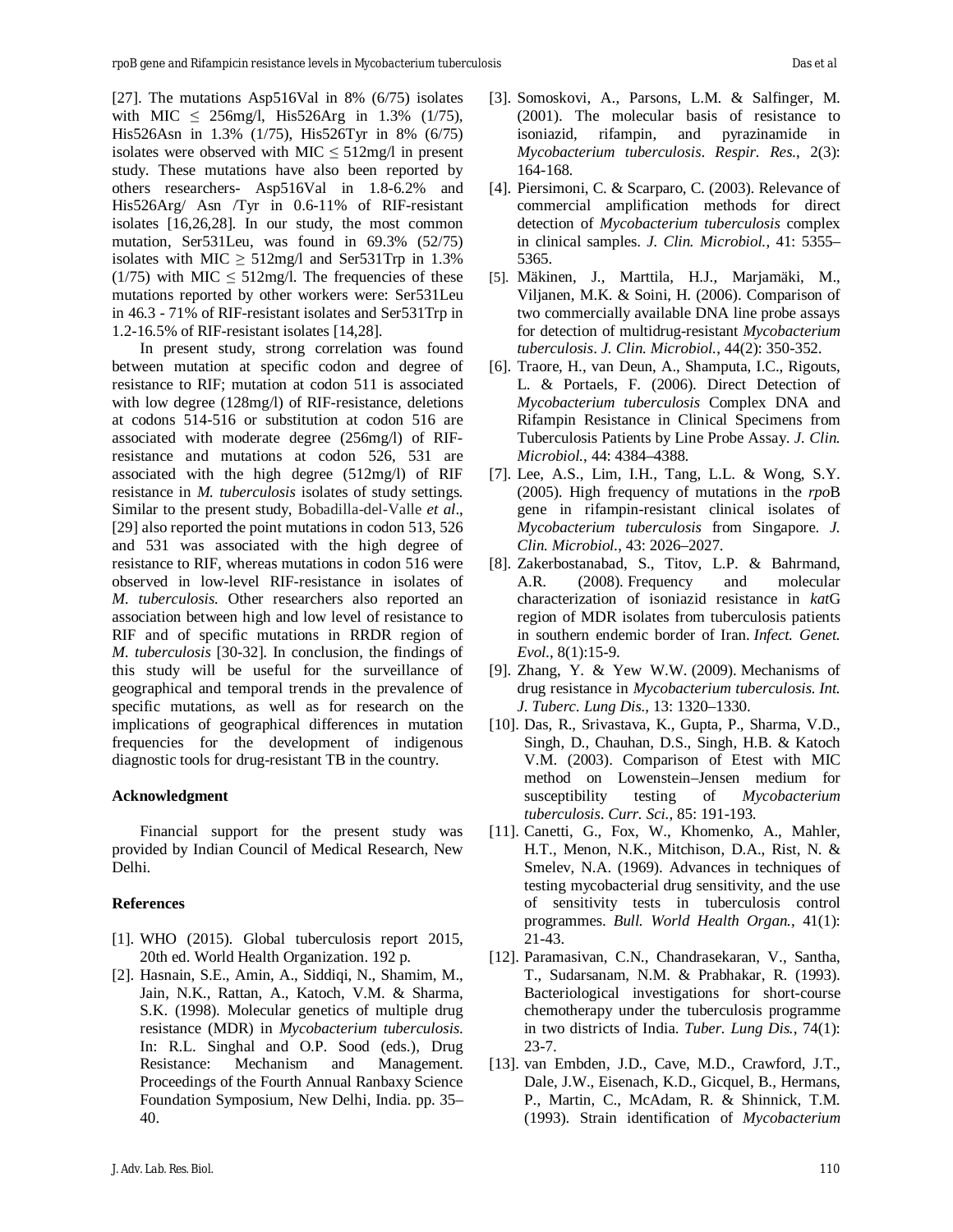[27]. The mutations Asp516Val in 8% (6/75) isolates with MIC $\leq$ 256mg/l, His526Arg in 1.3% (1/75), His526Asn in 1.3% (1/75), His526Tyr in 8% (6/75) isolates were observed with MIC $\leq$ 512mg/l in present study. These mutations have also been reported by others researchers- Asp516Val in 1.8-6.2% and His526Arg/ Asn /Tyr in 0.6-11% of RIF-resistant isolates [16,26,28]. In our study, the most common mutation, Ser531Leu, was found in 69.3% (52/75) isolates with MIC $\geq$ 512mg/l and Ser531Trp in 1.3% (1/75) with MIC $\leq$ 512mg/l. The frequencies of these mutations reported by other workers were: Ser531Leu in 46.3 - 71% of RIF-resistant isolates and Ser531Trp in 1.2-16.5% of RIF-resistant isolates [14,28].

In present study, strong correlation was found between mutation at specific codon and degree of resistance to RIF; mutation at codon 511 is associated with low degree (128mg/l) of RIF-resistance, deletions at codons 514-516 or substitution at codon 516 are associated with moderate degree (256mg/l) of RIF-resistance and mutations at codon 526, 531 are associated with the high degree (512mg/l) of RIF resistance in *M. tuberculosis* isolates of study settings. Similar to the present study, Bobadilla-del-Valle *et al*., [29] also reported the point mutations in codon 513, 526 and 531 was associated with the high degree of resistance to RIF, whereas mutations in codon 516 were observed in low-level RIF-resistance in isolates of *M. tuberculosis*. Other researchers also reported an association between high and low level of resistance to RIF and of specific mutations in RRDR region of *M. tuberculosis* [30-32]. In conclusion, the findings of this study will be useful for the surveillance of geographical and temporal trends in the prevalence of specific mutations, as well as for research on the implications of geographical differences in mutation frequencies for the development of indigenous diagnostic tools for drug-resistant TB in the country.

**Acknowledgment**

Financial support for the present study was provided by Indian Council of Medical Research, New Delhi.

**References**

[1]. WHO (2015). Global tuberculosis report 2015, 20th ed. World Health Organization. 192 p.

[2]. Hasnain, S.E., Amin, A., Siddiqi, N., Shamim, M., Jain, N.K., Rattan, A., Katoch, V.M. & Sharma, S.K. (1998). Molecular genetics of multiple drug resistance (MDR) in *Mycobacterium tuberculosis*. In: R.L. Singhal and O.P. Sood (eds.), Drug Resistance: Mechanism and Management. Proceedings of the Fourth Annual Ranbaxy Science Foundation Symposium, New Delhi, India. pp. 35–40.

[3]. Somoskovi, A., Parsons, L.M. & Salfinger, M. (2001). The molecular basis of resistance to isoniazid, rifampin, and pyrazinamide in *Mycobacterium tuberculosis*. *Respir. Res.*, 2(3): 164-168.

[4]. Piersimoni, C. & Scarparo, C. (2003). Relevance of commercial amplification methods for direct detection of *Mycobacterium tuberculosis* complex in clinical samples. *J. Clin. Microbiol.*, 41: 5355–5365.

[5]. Mäkinen, J., Marttila, H.J., Marjamäki, M., Viljanen, M.K. & Soini, H. (2006). Comparison of two commercially available DNA line probe assays for detection of multidrug-resistant *Mycobacterium tuberculosis*. *J. Clin. Microbiol.*, 44(2): 350-352.

[6]. Traore, H., van Deun, A., Shamputa, I.C., Rigouts, L. & Portaels, F. (2006). Direct Detection of *Mycobacterium tuberculosis* Complex DNA and Rifampin Resistance in Clinical Specimens from Tuberculosis Patients by Line Probe Assay. *J. Clin. Microbiol.*, 44: 4384–4388.

[7]. Lee, A.S., Lim, I.H., Tang, L.L. & Wong, S.Y. (2005). High frequency of mutations in the *rpo*B gene in rifampin-resistant clinical isolates of *Mycobacterium tuberculosis* from Singapore. *J. Clin. Microbiol.*, 43: 2026–2027.

[8]. Zakerbostanabad, S., Titov, L.P. & Bahrmand, A.R. (2008). Frequency and molecular characterization of isoniazid resistance in *kat*G region of MDR isolates from tuberculosis patients in southern endemic border of Iran. *Infect. Genet. Evol.*, 8(1):15-9.

[9]. Zhang, Y. & Yew W.W. (2009). Mechanisms of drug resistance in *Mycobacterium tuberculosis*. *Int. J. Tuberc. Lung Dis.*, 13: 1320–1330.

[10]. Das, R., Srivastava, K., Gupta, P., Sharma, V.D., Singh, D., Chauhan, D.S., Singh, H.B. & Katoch V.M. (2003). Comparison of Etest with MIC method on Lowenstein–Jensen medium for susceptibility testing of *Mycobacterium tuberculosis*. *Curr. Sci.*, 85: 191-193.

[11]. Canetti, G., Fox, W., Khomenko, A., Mahler, H.T., Menon, N.K., Mitchison, D.A., Rist, N. & Smelev, N.A. (1969). Advances in techniques of testing mycobacterial drug sensitivity, and the use of sensitivity tests in tuberculosis control programmes. *Bull. World Health Organ.*, 41(1): 21-43.

[12]. Paramasivan, C.N., Chandrasekaran, V., Santha, T., Sudarsanam, N.M. & Prabhakar, R. (1993). Bacteriological investigations for short-course chemotherapy under the tuberculosis programme in two districts of India. *Tuber. Lung Dis.*, 74(1): 23-7.

[13]. van Embden, J.D., Cave, M.D., Crawford, J.T., Dale, J.W., Eisenach, K.D., Gicquel, B., Hermans, P., Martin, C., McAdam, R. & Shinnick, T.M. (1993). Strain identification of *Mycobacterium*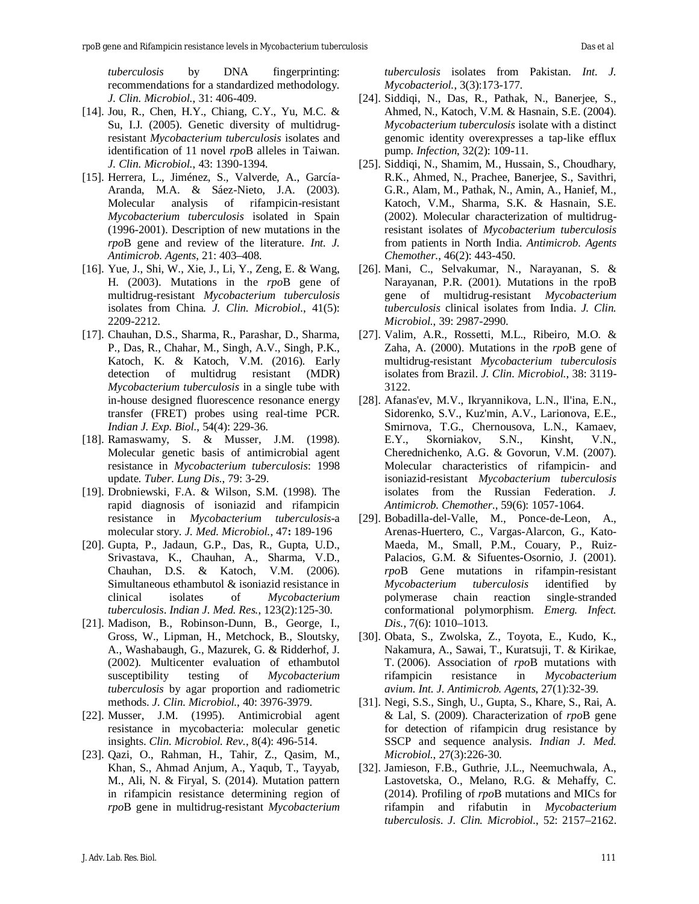*tuberculosis* by DNA fingerprinting: recommendations for a standardized methodology. *J. Clin. Microbiol.*, 31: 406-409.

[14]. Jou, R., Chen, H.Y., Chiang, C.Y., Yu, M.C. & Su, I.J. (2005). Genetic diversity of multidrug-resistant *Mycobacterium tuberculosis* isolates and identification of 11 novel *rpo*B alleles in Taiwan. *J. Clin. Microbiol.*, 43: 1390-1394.

[15]. Herrera, L., Jiménez, S., Valverde, A., García-Aranda, M.A. & Sáez-Nieto, J.A. (2003). Molecular analysis of rifampicin-resistant *Mycobacterium tuberculosis* isolated in Spain (1996-2001). Description of new mutations in the *rpo*B gene and review of the literature. *Int. J. Antimicrob. Agents*, 21: 403–408.

[16]. Yue, J., Shi, W., Xie, J., Li, Y., Zeng, E. & Wang, H. (2003). Mutations in the *rpo*B gene of multidrug-resistant *Mycobacterium tuberculosis* isolates from China*. J. Clin. Microbiol.*, 41(5): 2209-2212.

[17]. Chauhan, D.S., Sharma, R., Parashar, D., Sharma, P., Das, R., Chahar, M., Singh, A.V., Singh, P.K., Katoch, K. & Katoch, V.M. (2016). Early detection of multidrug resistant (MDR) *Mycobacterium tuberculosis* in a single tube with in-house designed fluorescence resonance energy transfer (FRET) probes using real-time PCR. *Indian J. Exp. Biol.*, 54(4): 229-36.

[18]. Ramaswamy, S. & Musser, J.M. (1998). Molecular genetic basis of antimicrobial agent resistance in *Mycobacterium tuberculosis*: 1998 update. *Tuber. Lung Dis.*, 79: 3-29.

[19]. Drobniewski, F.A. & Wilson, S.M. (1998). The rapid diagnosis of isoniazid and rifampicin resistance in *Mycobacterium tuberculosis*-a molecular story. *J. Med. Microbiol.*, 47**:** 189-196

[20]. Gupta, P., Jadaun, G.P., Das, R., Gupta, U.D., Srivastava, K., Chauhan, A., Sharma, V.D., Chauhan, D.S. & Katoch, V.M. (2006). Simultaneous ethambutol & isoniazid resistance in clinical isolates of *Mycobacterium tuberculosis*. *Indian J. Med. Res.*, 123(2):125-30.

[21]. Madison, B., Robinson-Dunn, B., George, I., Gross, W., Lipman, H., Metchock, B., Sloutsky, A., Washabaugh, G., Mazurek, G. & Ridderhof, J. (2002). Multicenter evaluation of ethambutol susceptibility testing of *Mycobacterium tuberculosis* by agar proportion and radiometric methods. *J. Clin. Microbiol.*, 40: 3976-3979.

[22]. Musser, J.M. (1995). Antimicrobial agent resistance in mycobacteria: molecular genetic insights. *Clin. Microbiol. Rev.*, 8(4): 496-514.

[23]. Qazi, O., Rahman, H., Tahir, Z., Qasim, M., Khan, S., Ahmad Anjum, A., Yaqub, T., Tayyab, M., Ali, N. & Firyal, S. (2014). Mutation pattern in rifampicin resistance determining region of *rpo*B gene in multidrug-resistant *Mycobacterium tuberculosis* isolates from Pakistan. *Int. J. Mycobacteriol.*, 3(3):173-177.

[24]. Siddiqi, N., Das, R., Pathak, N., Banerjee, S., Ahmed, N., Katoch, V.M. & Hasnain, S.E. (2004). *Mycobacterium tuberculosis* isolate with a distinct genomic identity overexpresses a tap-like efflux pump. *Infection*, 32(2): 109-11.

[25]. Siddiqi, N., Shamim, M., Hussain, S., Choudhary, R.K., Ahmed, N., Prachee, Banerjee, S., Savithri, G.R., Alam, M., Pathak, N., Amin, A., Hanief, M., Katoch, V.M., Sharma, S.K. & Hasnain, S.E. (2002). Molecular characterization of multidrug-resistant isolates of *Mycobacterium tuberculosis* from patients in North India. *Antimicrob. Agents Chemother.*, 46(2): 443-450.

[26]. Mani, C., Selvakumar, N., Narayanan, S. & Narayanan, P.R. (2001). Mutations in the rpoB gene of multidrug-resistant *Mycobacterium tuberculosis* clinical isolates from India. *J. Clin. Microbiol.*, 39: 2987-2990.

[27]. Valim, A.R., Rossetti, M.L., Ribeiro, M.O. & Zaha, A. (2000). Mutations in the *rpo*B gene of multidrug-resistant *Mycobacterium tuberculosis* isolates from Brazil. *J. Clin. Microbiol.*, 38: 3119-3122.

[28]. Afanas'ev, M.V., Ikryannikova, L.N., Il'ina, E.N., Sidorenko, S.V., Kuz'min, A.V., Larionova, E.E., Smirnova, T.G., Chernousova, L.N., Kamaev, E.Y., Skorniakov, S.N., Kinsht, V.N., Cherednichenko, A.G. & Govorun, V.M. (2007). Molecular characteristics of rifampicin- and isoniazid-resistant *Mycobacterium tuberculosis* isolates from the Russian Federation. *J. Antimicrob. Chemother.*, 59(6): 1057-1064.

[29]. Bobadilla-del-Valle, M., Ponce-de-Leon, A., Arenas-Huertero, C., Vargas-Alarcon, G., Kato-Maeda, M., Small, P.M., Couary, P., Ruiz-Palacios, G.M. & Sifuentes-Osornio, J. (2001). *rpo*B Gene mutations in rifampin-resistant *Mycobacterium tuberculosis* identified by polymerase chain reaction single-stranded conformational polymorphism. *Emerg. Infect. Dis.*, 7(6): 1010–1013.

[30]. Obata, S., Zwolska, Z., Toyota, E., Kudo, K., Nakamura, A., Sawai, T., Kuratsuji, T. & Kirikae, T. (2006). Association of *rpo*B mutations with rifampicin resistance in *Mycobacterium avium*. *Int. J. Antimicrob. Agents*, 27(1):32-39.

[31]. Negi, S.S., Singh, U., Gupta, S., Khare, S., Rai, A. & Lal, S. (2009). Characterization of *rpo*B gene for detection of rifampicin drug resistance by SSCP and sequence analysis. *Indian J. Med. Microbiol.*, 27(3):226-30.

[32]. Jamieson, F.B., Guthrie, J.L., Neemuchwala, A., Lastovetska, O., Melano, R.G. & Mehaffy, C. (2014). Profiling of *rpo*B mutations and MICs for rifampin and rifabutin in *Mycobacterium tuberculosis*. *J. Clin. Microbiol.*, 52: 2157–2162.